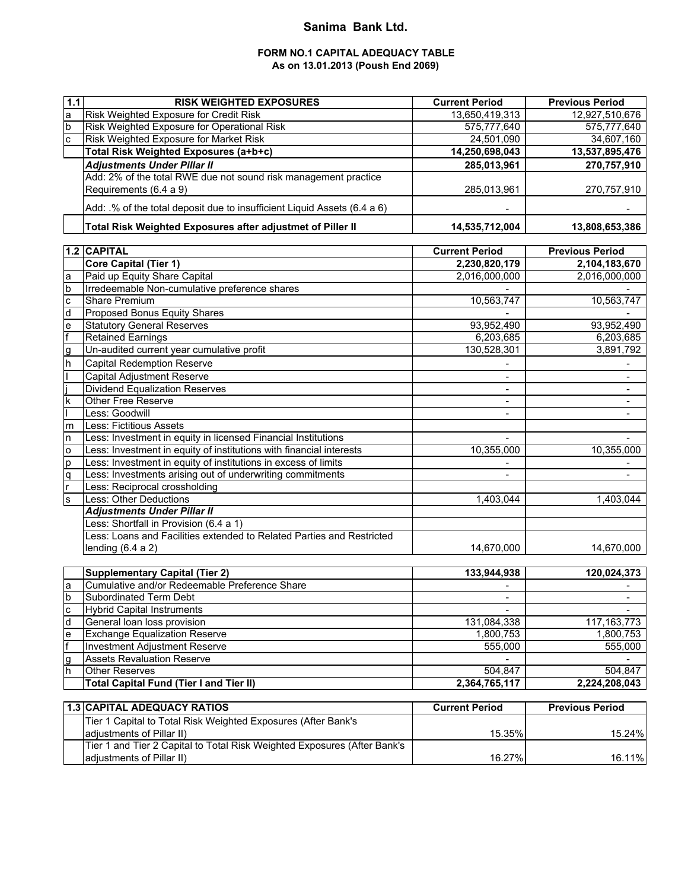# Sanima Bank Ltd.

## FORM NO.1 CAPITAL ADEQUACY TABLE

### As on 13.01.2013 (Poush End 2069)

| 1.1 | RISK WEIGHTED EXPOSURES | Current Period | Previous Period |
|---|---|---|---|
| a | Risk Weighted Exposure for Credit Risk | 13,650,419,313 | 12,927,510,676 |
| b | Risk Weighted Exposure for Operational Risk | 575,777,640 | 575,777,640 |
| c | Risk Weighted Exposure for Market Risk | 24,501,090 | 34,607,160 |
| | **Total Risk Weighted Exposures (a+b+c)** | **14,250,698,043** | **13,537,895,476** |
| | ***Adjustments Under Pillar II*** | **285,013,961** | **270,757,910** |
| | Add: 2% of the total RWE due not sound risk management practice Requirements (6.4 a 9) | 285,013,961 | 270,757,910 |
| | Add: .% of the total deposit due to insufficient Liquid Assets (6.4 a 6) | - | - |
| | **Total Risk Weighted Exposures after adjustmet of Piller II** | **14,535,712,004** | **13,808,653,386** |

| 1.2 | CAPITAL | Current Period | Previous Period |
|---|---|---|---|
| | **Core Capital (Tier 1)** | **2,230,820,179** | **2,104,183,670** |
| a | Paid up Equity Share Capital | 2,016,000,000 | 2,016,000,000 |
| b | Irredeemable Non-cumulative preference shares | - | - |
| c | Share Premium | 10,563,747 | 10,563,747 |
| d | Proposed Bonus Equity Shares | - | - |
| e | Statutory General Reserves | 93,952,490 | 93,952,490 |
| f | Retained Earnings | 6,203,685 | 6,203,685 |
| g | Un-audited current year cumulative profit | 130,528,301 | 3,891,792 |
| h | Capital Redemption Reserve | - | - |
| I | Capital Adjustment Reserve | - | - |
| j | Dividend Equalization Reserves | - | - |
| k | Other Free Reserve | - | - |
| l | Less: Goodwill | - | - |
| m | Less: Fictitious Assets | | |
| n | Less: Investment in equity in licensed Financial Institutions | - | - |
| o | Less: Investment in equity of institutions with financial interests | 10,355,000 | 10,355,000 |
| p | Less: Investment in equity of institutions in excess of limits | - | - |
| q | Less: Investments arising out of underwriting commitments | - | - |
| r | Less: Reciprocal crossholding | | |
| s | Less: Other Deductions | 1,403,044 | 1,403,044 |
| | ***Adjustments Under Pillar II*** | | |
| | Less: Shortfall in Provision (6.4 a 1) | | |
| | Less: Loans and Facilities extended to Related Parties and Restricted lending (6.4 a 2) | 14,670,000 | 14,670,000 |
| | **Supplementary Capital (Tier 2)** | **133,944,938** | **120,024,373** |
| a | Cumulative and/or Redeemable Preference Share | - | - |
| b | Subordinated Term Debt | - | - |
| c | Hybrid Capital Instruments | - | - |
| d | General loan loss provision | 131,084,338 | 117,163,773 |
| e | Exchange Equalization Reserve | 1,800,753 | 1,800,753 |
| f | Investment Adjustment Reserve | 555,000 | 555,000 |
| g | Assets Revaluation Reserve | - | - |
| h | Other Reserves | 504,847 | 504,847 |
| | **Total Capital Fund (Tier I and Tier II)** | **2,364,765,117** | **2,224,208,043** |

| 1.3 | CAPITAL ADEQUACY RATIOS | Current Period | Previous Period |
|---|---|---|---|
| | Tier 1 Capital to Total Risk Weighted Exposures (After Bank's adjustments of Pillar II) | 15.35% | 15.24% |
| | Tier 1 and Tier 2 Capital to Total Risk Weighted Exposures (After Bank's adjustments of Pillar II) | 16.27% | 16.11% |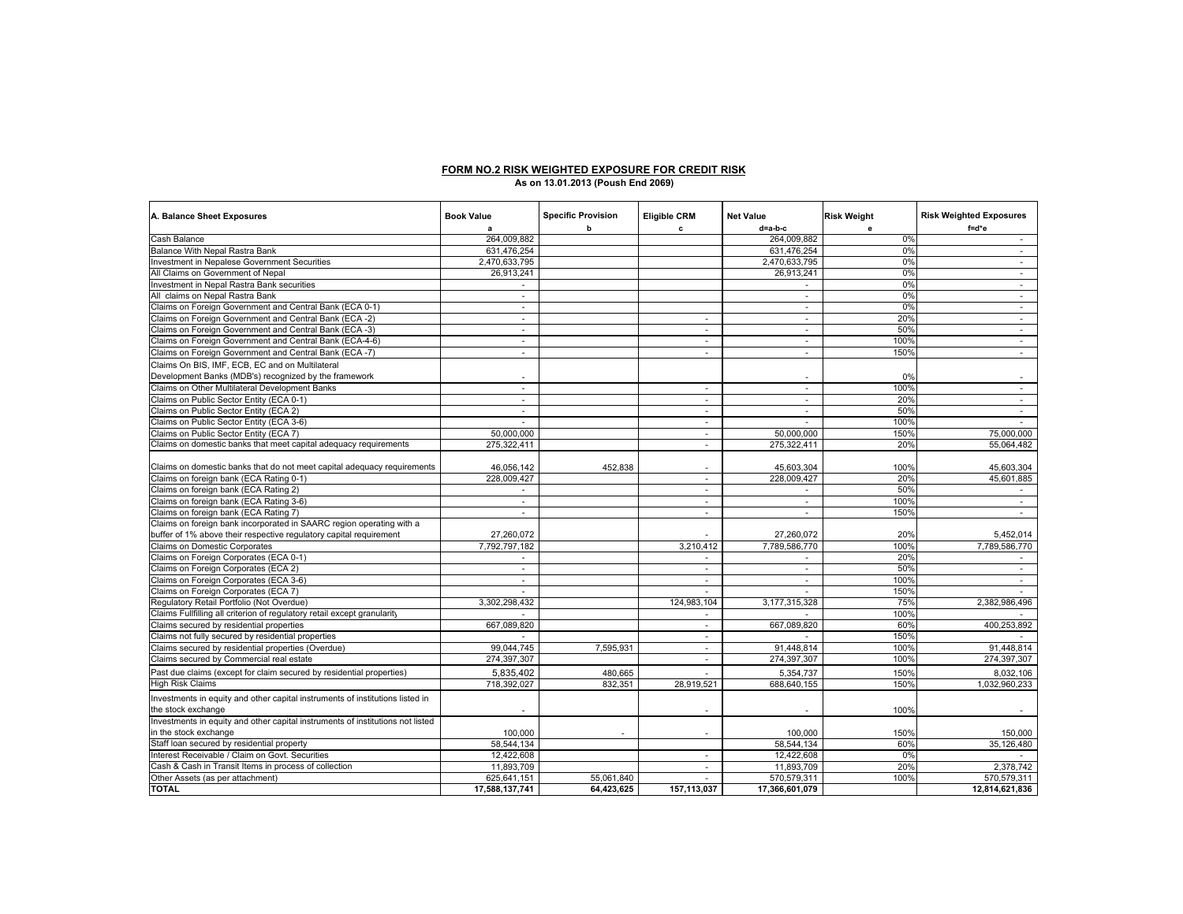## FORM NO.2 RISK WEIGHTED EXPOSURE FOR CREDIT RISK

**As on 13.01.2013 (Poush End 2069)**

| A. Balance Sheet Exposures | Book Value<br>a | Specific Provision<br>b | Eligible CRM<br>c | Net Value<br>d=a-b-c | Risk Weight<br>e | Risk Weighted Exposures<br>f=d*e |
|---|---|---|---|---|---|---|
| Cash Balance | 264,009,882 | | | 264,009,882 | 0% | - |
| Balance With Nepal Rastra Bank | 631,476,254 | | | 631,476,254 | 0% | - |
| Investment in Nepalese Government Securities | 2,470,633,795 | | | 2,470,633,795 | 0% | - |
| All Claims on Government of Nepal | 26,913,241 | | | 26,913,241 | 0% | - |
| Investment in Nepal Rastra Bank securities | - | | | - | 0% | - |
| All claims on Nepal Rastra Bank | - | | | - | 0% | - |
| Claims on Foreign Government and Central Bank (ECA 0-1) | - | | | - | 0% | - |
| Claims on Foreign Government and Central Bank (ECA -2) | - | | - | - | 20% | - |
| Claims on Foreign Government and Central Bank (ECA -3) | - | | - | - | 50% | - |
| Claims on Foreign Government and Central Bank (ECA-4-6) | - | | - | - | 100% | - |
| Claims on Foreign Government and Central Bank (ECA -7) | - | | - | - | 150% | - |
| Claims On BIS, IMF, ECB, EC and on Multilateral Development Banks (MDB's) recognized by the framework | - | | | - | 0% | - |
| Claims on Other Multilateral Development Banks | - | | - | - | 100% | - |
| Claims on Public Sector Entity (ECA 0-1) | - | | - | - | 20% | - |
| Claims on Public Sector Entity (ECA 2) | - | | - | - | 50% | - |
| Claims on Public Sector Entity (ECA 3-6) | - | | - | - | 100% | - |
| Claims on Public Sector Entity (ECA 7) | 50,000,000 | | - | 50,000,000 | 150% | 75,000,000 |
| Claims on domestic banks that meet capital adequacy requirements | 275,322,411 | | - | 275,322,411 | 20% | 55,064,482 |
| Claims on domestic banks that do not meet capital adequacy requirements | 46,056,142 | 452,838 | - | 45,603,304 | 100% | 45,603,304 |
| Claims on foreign bank (ECA Rating 0-1) | 228,009,427 | | - | 228,009,427 | 20% | 45,601,885 |
| Claims on foreign bank (ECA Rating 2) | - | | - | - | 50% | - |
| Claims on foreign bank (ECA Rating 3-6) | - | | - | - | 100% | - |
| Claims on foreign bank (ECA Rating 7) | - | | - | - | 150% | - |
| Claims on foreign bank incorporated in SAARC region operating with a buffer of 1% above their respective regulatory capital requirement | 27,260,072 | | - | 27,260,072 | 20% | 5,452,014 |
| Claims on Domestic Corporates | 7,792,797,182 | | 3,210,412 | 7,789,586,770 | 100% | 7,789,586,770 |
| Claims on Foreign Corporates (ECA 0-1) | - | | - | - | 20% | - |
| Claims on Foreign Corporates (ECA 2) | - | | - | - | 50% | - |
| Claims on Foreign Corporates (ECA 3-6) | - | | - | - | 100% | - |
| Claims on Foreign Corporates (ECA 7) | - | | - | - | 150% | - |
| Regulatory Retail Portfolio (Not Overdue) | 3,302,298,432 | | 124,983,104 | 3,177,315,328 | 75% | 2,382,986,496 |
| Claims Fullfilling all criterion of regulatory retail except granularity | - | | - | - | 100% | - |
| Claims secured by residential properties | 667,089,820 | | - | 667,089,820 | 60% | 400,253,892 |
| Claims not fully secured by residential properties | - | | - | - | 150% | - |
| Claims secured by residential properties (Overdue) | 99,044,745 | 7,595,931 | - | 91,448,814 | 100% | 91,448,814 |
| Claims secured by Commercial real estate | 274,397,307 | | - | 274,397,307 | 100% | 274,397,307 |
| Past due claims (except for claim secured by residential properties) | 5,835,402 | 480,665 | - | 5,354,737 | 150% | 8,032,106 |
| High Risk Claims | 718,392,027 | 832,351 | 28,919,521 | 688,640,155 | 150% | 1,032,960,233 |
| Investments in equity and other capital instruments of institutions listed in the stock exchange | - | | - | - | 100% | - |
| Investments in equity and other capital instruments of institutions not listed in the stock exchange | 100,000 | - | - | 100,000 | 150% | 150,000 |
| Staff loan secured by residential property | 58,544,134 | | | 58,544,134 | 60% | 35,126,480 |
| Interest Receivable / Claim on Govt. Securities | 12,422,608 | | - | 12,422,608 | 0% | - |
| Cash & Cash in Transit Items in process of collection | 11,893,709 | | - | 11,893,709 | 20% | 2,378,742 |
| Other Assets (as per attachment) | 625,641,151 | 55,061,840 | - | 570,579,311 | 100% | 570,579,311 |
| **TOTAL** | **17,588,137,741** | **64,423,625** | **157,113,037** | **17,366,601,079** | | **12,814,621,836** |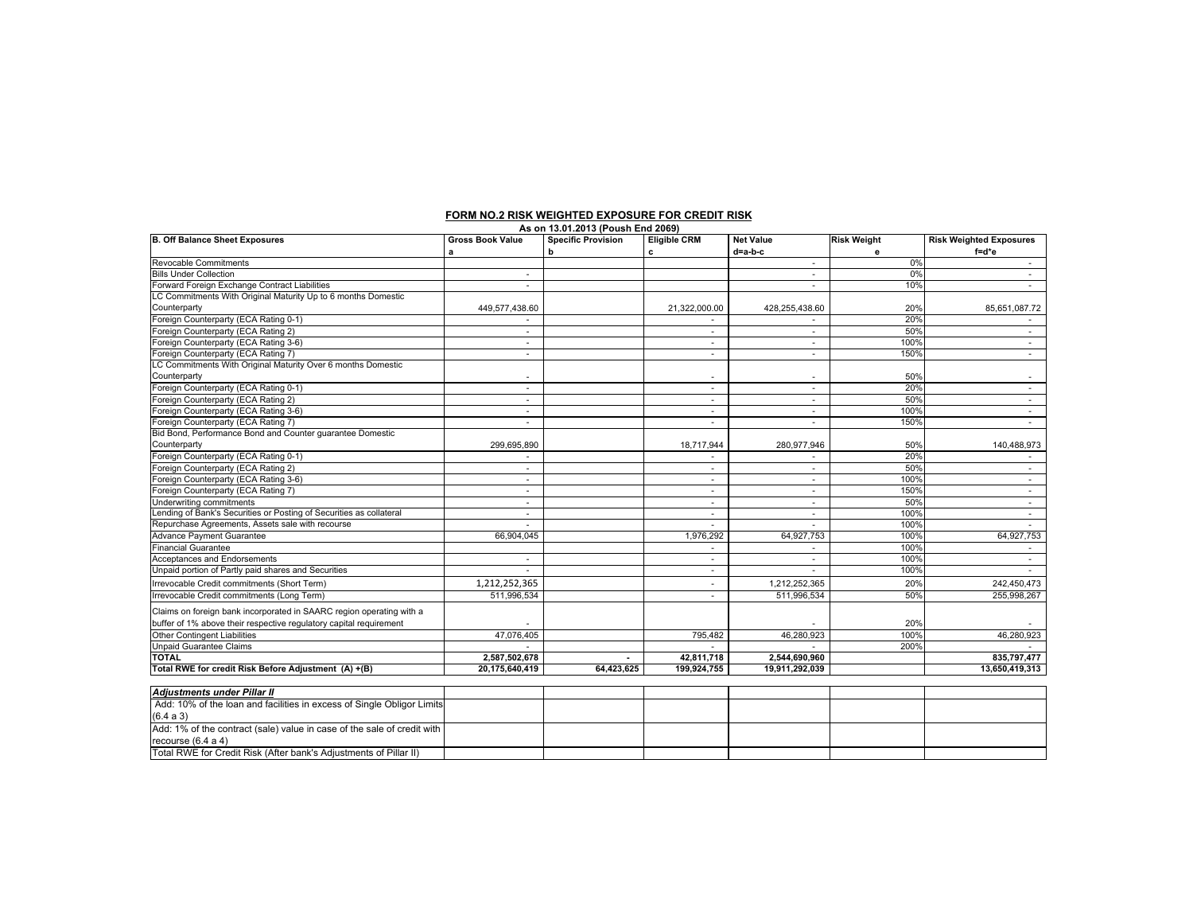## FORM NO.2 RISK WEIGHTED EXPOSURE FOR CREDIT RISK

**As on 13.01.2013 (Poush End 2069)**

| B. Off Balance Sheet Exposures | Gross Book Value | Specific Provision | Eligible CRM | Net Value | Risk Weight | Risk Weighted Exposures |
|---|---|---|---|---|---|---|
| | a | b | c | d=a-b-c | e | f=d*e |
| Revocable Commitments | | | | - | 0% | - |
| Bills Under Collection | - | | | - | 0% | - |
| Forward Foreign Exchange Contract Liabilities | - | | | - | 10% | - |
| LC Commitments With Original Maturity Up to 6 months Domestic Counterparty | 449,577,438.60 | | 21,322,000.00 | 428,255,438.60 | 20% | 85,651,087.72 |
| Foreign Counterparty (ECA Rating 0-1) | - | | - | - | 20% | - |
| Foreign Counterparty (ECA Rating 2) | - | | - | - | 50% | - |
| Foreign Counterparty (ECA Rating 3-6) | - | | - | - | 100% | - |
| Foreign Counterparty (ECA Rating 7) | - | | - | - | 150% | - |
| LC Commitments With Original Maturity Over 6 months Domestic Counterparty | - | | - | - | 50% | - |
| Foreign Counterparty (ECA Rating 0-1) | - | | - | - | 20% | - |
| Foreign Counterparty (ECA Rating 2) | - | | - | - | 50% | - |
| Foreign Counterparty (ECA Rating 3-6) | - | | - | - | 100% | - |
| Foreign Counterparty (ECA Rating 7) | - | | - | - | 150% | - |
| Bid Bond, Performance Bond and Counter guarantee Domestic Counterparty | 299,695,890 | | 18,717,944 | 280,977,946 | 50% | 140,488,973 |
| Foreign Counterparty (ECA Rating 0-1) | - | | - | - | 20% | - |
| Foreign Counterparty (ECA Rating 2) | - | | - | - | 50% | - |
| Foreign Counterparty (ECA Rating 3-6) | - | | - | - | 100% | - |
| Foreign Counterparty (ECA Rating 7) | - | | - | - | 150% | - |
| Underwriting commitments | - | | - | - | 50% | - |
| Lending of Bank's Securities or Posting of Securities as collateral | - | | - | - | 100% | - |
| Repurchase Agreements, Assets sale with recourse | - | | - | - | 100% | - |
| Advance Payment Guarantee | 66,904,045 | | 1,976,292 | 64,927,753 | 100% | 64,927,753 |
| Financial Guarantee | | | - | - | 100% | - |
| Acceptances and Endorsements | - | | - | - | 100% | - |
| Unpaid portion of Partly paid shares and Securities | - | | - | - | 100% | - |
| Irrevocable Credit commitments (Short Term) | 1,212,252,365 | | - | 1,212,252,365 | 20% | 242,450,473 |
| Irrevocable Credit commitments (Long Term) | 511,996,534 | | - | 511,996,534 | 50% | 255,998,267 |
| Claims on foreign bank incorporated in SAARC region operating with a buffer of 1% above their respective regulatory capital requirement | - | | | - | 20% | - |
| Other Contingent Liabilities | 47,076,405 | | 795,482 | 46,280,923 | 100% | 46,280,923 |
| Unpaid Guarantee Claims | - | | - | - | 200% | - |
| **TOTAL** | **2,587,502,678** | **-** | **42,811,718** | **2,544,690,960** | | **835,797,477** |
| **Total RWE for credit Risk Before Adjustment (A) +(B)** | **20,175,640,419** | **64,423,625** | **199,924,755** | **19,911,292,039** | | **13,650,419,313** |

| ***Adjustments under Pillar II*** | | | | | | |
|---|---|---|---|---|---|---|
| Add: 10% of the loan and facilities in excess of Single Obligor Limits (6.4 a 3) | | | | | | |
| Add: 1% of the contract (sale) value in case of the sale of credit with recourse (6.4 a 4) | | | | | | |
| Total RWE for Credit Risk (After bank's Adjustments of Pillar II) | | | | | | |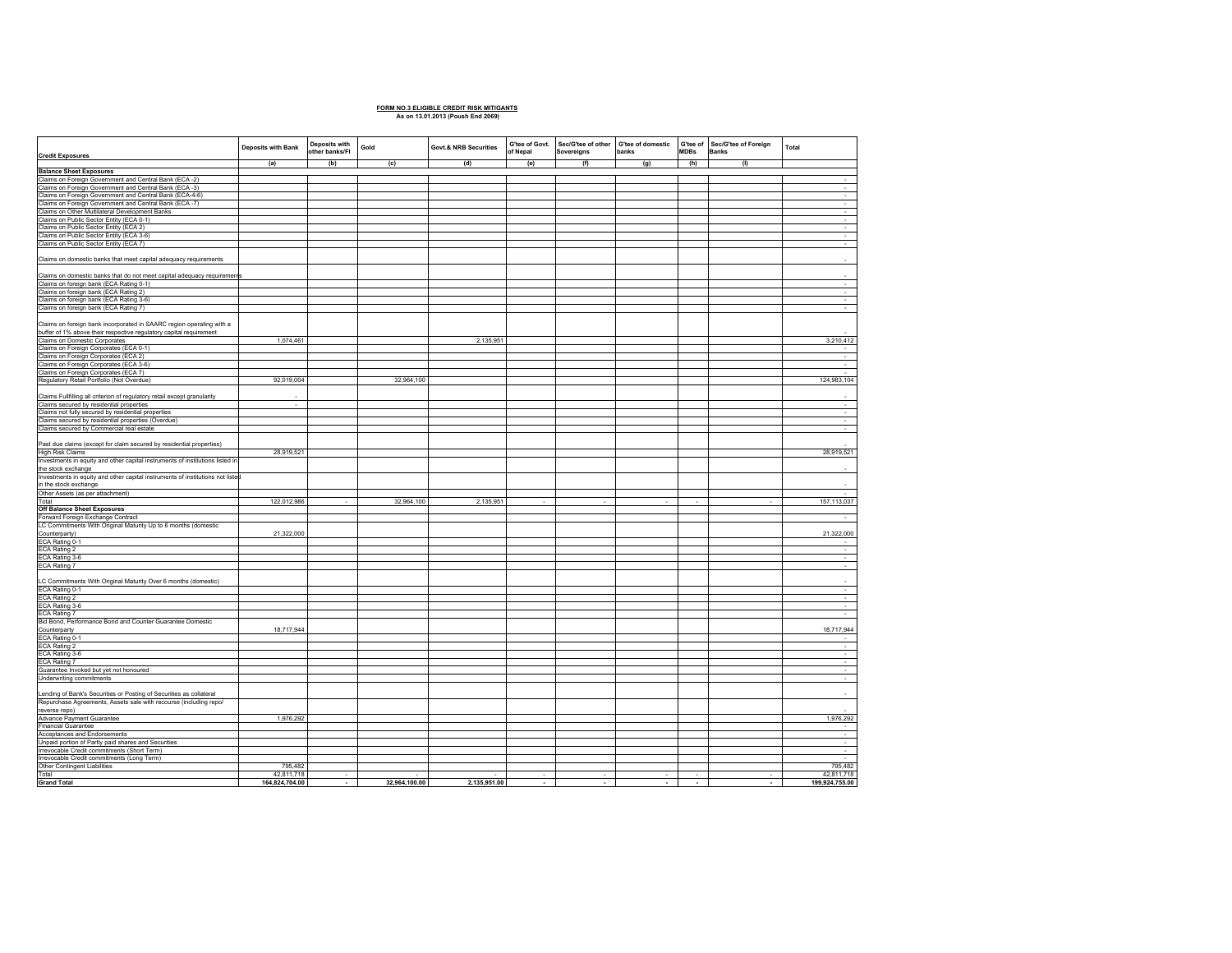**FORM NO.3 ELIGIBLE CREDIT RISK MITIGANTS**

**As on 13.01.2013 (Poush End 2069)**

| Credit Exposures | Deposits with Bank | Deposits with other banks/FI | Gold | Govt.& NRB Securities | G'tee of Govt. of Nepal | Sec/G'tee of other Sovereigns | G'tee of domestic banks | G'tee of MDBs | Sec/G'tee of Foreign Banks | Total |
|---|---|---|---|---|---|---|---|---|---|---|
| | (a) | (b) | (c) | (d) | (e) | (f) | (g) | (h) | (i) | |
| **Balance Sheet Exposures** | | | | | | | | | | |
| Claims on Foreign Government and Central Bank (ECA -2) | | | | | | | | | | - |
| Claims on Foreign Government and Central Bank (ECA -3) | | | | | | | | | | - |
| Claims on Foreign Government and Central Bank (ECA-4-6) | | | | | | | | | | - |
| Claims on Foreign Government and Central Bank (ECA -7) | | | | | | | | | | - |
| Claims on Other Multilateral Development Banks | | | | | | | | | | - |
| Claims on Public Sector Entity (ECA 0-1) | | | | | | | | | | - |
| Claims on Public Sector Entity (ECA 2) | | | | | | | | | | - |
| Claims on Public Sector Entity (ECA 3-6) | | | | | | | | | | - |
| Claims on Public Sector Entity (ECA 7) | | | | | | | | | | - |
| Claims on domestic banks that meet capital adequacy requirements | | | | | | | | | | - |
| Claims on domestic banks that do not meet capital adequacy requirements | | | | | | | | | | - |
| Claims on foreign bank (ECA Rating 0-1) | | | | | | | | | | - |
| Claims on foreign bank (ECA Rating 2) | | | | | | | | | | - |
| Claims on foreign bank (ECA Rating 3-6) | | | | | | | | | | - |
| Claims on foreign bank (ECA Rating 7) | | | | | | | | | | - |
| Claims on foreign bank incorporated in SAARC region operating with a buffer of 1% above their respective regulatory capital requirement | | | | | | | | | | - |
| Claims on Domestic Corporates | 1,074,461 | | | 2,135,951 | | | | | | 3,210,412 |
| Claims on Foreign Corporates (ECA 0-1) | | | | | | | | | | - |
| Claims on Foreign Corporates (ECA 2) | | | | | | | | | | - |
| Claims on Foreign Corporates (ECA 3-6) | | | | | | | | | | - |
| Claims on Foreign Corporates (ECA 7) | | | | | | | | | | - |
| Regulatory Retail Portfolio (Not Overdue) | 92,019,004 | | 32,964,100 | | | | | | | 124,983,104 |
| Claims Fulfilling all criterion of regulatory retail except granularity | - | | | | | | | | | - |
| Claims secured by residential properties | - | | | | | | | | | - |
| Claims not fully secured by residential properties | | | | | | | | | | - |
| Claims secured by residential properties (Overdue) | | | | | | | | | | - |
| Claims secured by Commercial real estate | | | | | | | | | | - |
| Past due claims (except for claim secured by residential properties) | | | | | | | | | | - |
| High Risk Claims | 28,919,521 | | | | | | | | | 28,919,521 |
| Investments in equity and other capital instruments of institutions listed in the stock exchange | | | | | | | | | | - |
| Investments in equity and other capital instruments of institutions not listed in the stock exchange | | | | | | | | | | - |
| Other Assets (as per attachment) | | | | | | | | | | - |
| Total | 122,012,986 | - | 32,964,100 | 2,135,951 | - | - | - | - | - | 157,113,037 |
| **Off Balance Sheet Exposures** | | | | | | | | | | |
| Forward Foreign Exchange Contract | | | | | | | | | | - |
| LC Commitments With Original Maturity Up to 6 months (domestic Counterparty) | 21,322,000 | | | | | | | | | 21,322,000 |
| ECA Rating 0-1 | | | | | | | | | | - |
| ECA Rating 2 | | | | | | | | | | - |
| ECA Rating 3-6 | | | | | | | | | | - |
| ECA Rating 7 | | | | | | | | | | - |
| LC Commitments With Original Maturity Over 6 months (domestic) | | | | | | | | | | - |
| ECA Rating 0-1 | | | | | | | | | | - |
| ECA Rating 2 | | | | | | | | | | - |
| ECA Rating 3-6 | | | | | | | | | | - |
| ECA Rating 7 | | | | | | | | | | - |
| Bid Bond, Performance Bond and Counter Guarantee Domestic Counterparty | 18,717,944 | | | | | | | | | 18,717,944 |
| ECA Rating 0-1 | | | | | | | | | | - |
| ECA Rating 2 | | | | | | | | | | - |
| ECA Rating 3-6 | | | | | | | | | | - |
| ECA Rating 7 | | | | | | | | | | - |
| Guarantee Invoked but yet not honoured | | | | | | | | | | - |
| Underwriting commitments | | | | | | | | | | - |
| Lending of Bank's Securities or Posting of Securities as collateral | | | | | | | | | | - |
| Repurchase Agreements, Assets sale with recourse (including repo/ reverse repo) | | | | | | | | | | - |
| Advance Payment Guarantee | 1,976,292 | | | | | | | | | 1,976,292 |
| Financial Guarantee | | | | | | | | | | - |
| Acceptances and Endorsements | | | | | | | | | | - |
| Unpaid portion of Partly paid shares and Securities | | | | | | | | | | - |
| Irrevocable Credit commitments (Short Term) | | | | | | | | | | - |
| Irrevocable Credit commitments (Long Term) | | | | | | | | | | - |
| Other Contingent Liabilities | 795,482 | | | | | | | | | 795,482 |
| Total | 42,811,718 | - | - | - | - | - | - | - | - | 42,811,718 |
| **Grand Total** | **164,824,704.00** | **-** | **32,964,100.00** | **2,135,951.00** | **-** | **-** | **-** | **-** | **-** | **199,924,755.00** |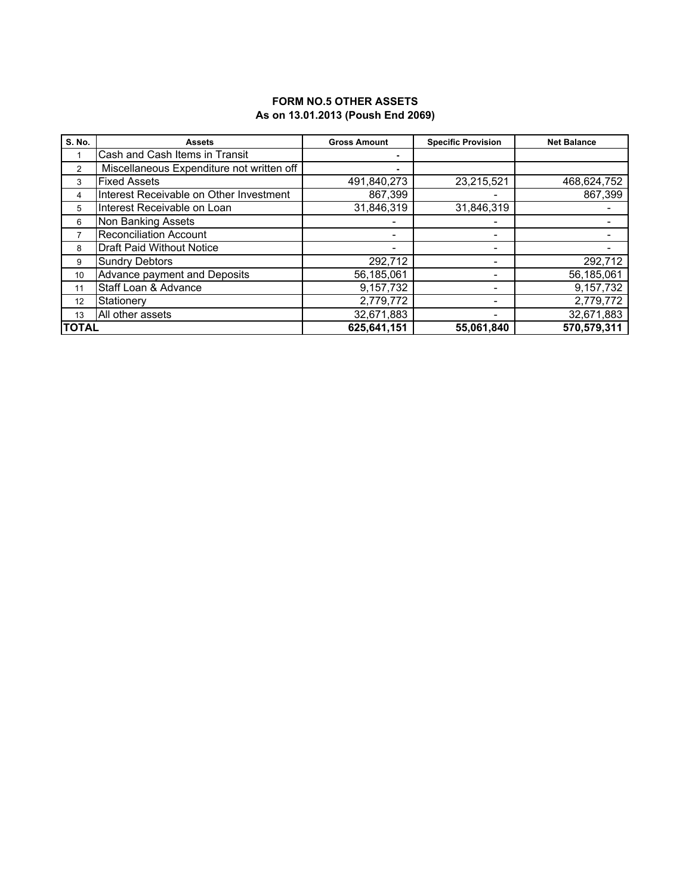# FORM NO.5 OTHER ASSETS

## As on 13.01.2013 (Poush End 2069)

| S. No. | Assets | Gross Amount | Specific Provision | Net Balance |
|---|---|---|---|---|
| 1 | Cash and Cash Items in Transit | - | | |
| 2 | Miscellaneous Expenditure not written off | - | | |
| 3 | Fixed Assets | 491,840,273 | 23,215,521 | 468,624,752 |
| 4 | Interest Receivable on Other Investment | 867,399 | - | 867,399 |
| 5 | Interest Receivable on Loan | 31,846,319 | 31,846,319 | - |
| 6 | Non Banking Assets | - | - | - |
| 7 | Reconciliation Account | - | - | - |
| 8 | Draft Paid Without Notice | - | - | - |
| 9 | Sundry Debtors | 292,712 | - | 292,712 |
| 10 | Advance payment and Deposits | 56,185,061 | - | 56,185,061 |
| 11 | Staff Loan & Advance | 9,157,732 | - | 9,157,732 |
| 12 | Stationery | 2,779,772 | - | 2,779,772 |
| 13 | All other assets | 32,671,883 | - | 32,671,883 |
| **TOTAL** | | **625,641,151** | **55,061,840** | **570,579,311** |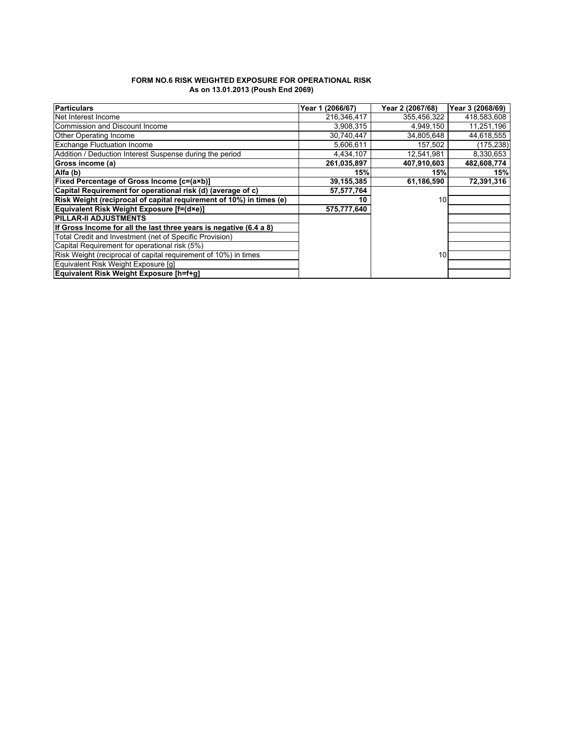**FORM NO.6 RISK WEIGHTED EXPOSURE FOR OPERATIONAL RISK**
**As on 13.01.2013 (Poush End 2069)**

| Particulars | Year 1 (2066/67) | Year 2 (2067/68) | Year 3 (2068/69) |
|---|---|---|---|
| Net Interest Income | 216,346,417 | 355,456,322 | 418,583,608 |
| Commission and Discount Income | 3,908,315 | 4,949,150 | 11,251,196 |
| Other Operating Income | 30,740,447 | 34,805,648 | 44,618,555 |
| Exchange Fluctuation Income | 5,606,611 | 157,502 | (175,238) |
| Addition / Deduction Interest Suspense during the period | 4,434,107 | 12,541,981 | 8,330,653 |
| **Gross income (a)** | **261,035,897** | **407,910,603** | **482,608,774** |
| **Alfa (b)** | **15%** | **15%** | **15%** |
| **Fixed Percentage of Gross Income [c=(a×b)]** | **39,155,385** | **61,186,590** | **72,391,316** |
| **Capital Requirement for operational risk (d) (average of c)** | **57,577,764** | | |
| **Risk Weight (reciprocal of capital requirement of 10%) in times (e)** | **10** | 10 | |
| **Equivalent Risk Weight Exposure [f=(d×e)]** | **575,777,640** | | |
| **PILLAR-II ADJUSTMENTS** | | | |
| **If Gross Income for all the last three years is negative (6.4 a 8)** | | | |
| Total Credit and Investment (net of Specific Provision) | | | |
| Capital Requirement for operational risk (5%) | | | |
| Risk Weight (reciprocal of capital requirement of 10%) in times | | 10 | |
| Equivalent Risk Weight Exposure [g] | | | |
| **Equivalent Risk Weight Exposure [h=f+g]** | | | |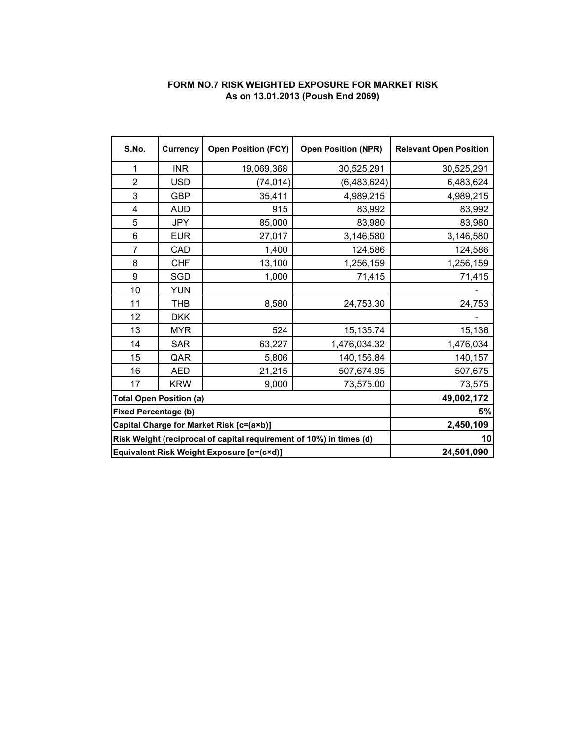# FORM NO.7 RISK WEIGHTED EXPOSURE FOR MARKET RISK

## As on 13.01.2013 (Poush End 2069)

| S.No. | Currency | Open Position (FCY) | Open Position (NPR) | Relevant Open Position |
|---|---|---|---|---|
| 1 | INR | 19,069,368 | 30,525,291 | 30,525,291 |
| 2 | USD | (74,014) | (6,483,624) | 6,483,624 |
| 3 | GBP | 35,411 | 4,989,215 | 4,989,215 |
| 4 | AUD | 915 | 83,992 | 83,992 |
| 5 | JPY | 85,000 | 83,980 | 83,980 |
| 6 | EUR | 27,017 | 3,146,580 | 3,146,580 |
| 7 | CAD | 1,400 | 124,586 | 124,586 |
| 8 | CHF | 13,100 | 1,256,159 | 1,256,159 |
| 9 | SGD | 1,000 | 71,415 | 71,415 |
| 10 | YUN | | | - |
| 11 | THB | 8,580 | 24,753.30 | 24,753 |
| 12 | DKK | | | - |
| 13 | MYR | 524 | 15,135.74 | 15,136 |
| 14 | SAR | 63,227 | 1,476,034.32 | 1,476,034 |
| 15 | QAR | 5,806 | 140,156.84 | 140,157 |
| 16 | AED | 21,215 | 507,674.95 | 507,675 |
| 17 | KRW | 9,000 | 73,575.00 | 73,575 |
| **Total Open Position (a)** | | | | **49,002,172** |
| **Fixed Percentage (b)** | | | | **5%** |
| **Capital Charge for Market Risk [c=(a×b)]** | | | | **2,450,109** |
| **Risk Weight (reciprocal of capital requirement of 10%) in times (d)** | | | | **10** |
| **Equivalent Risk Weight Exposure [e=(c×d)]** | | | | **24,501,090** |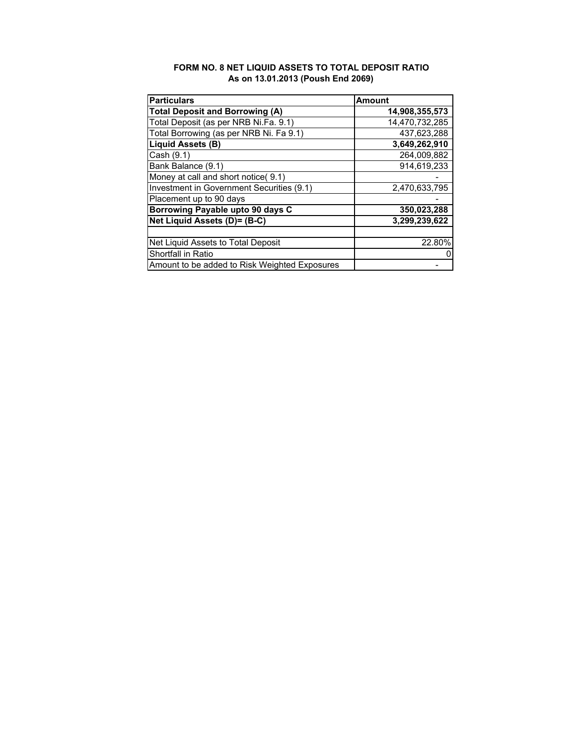**FORM NO. 8 NET LIQUID ASSETS TO TOTAL DEPOSIT RATIO**
**As on 13.01.2013 (Poush End 2069)**

| Particulars | Amount |
|---|---|
| **Total Deposit and Borrowing (A)** | **14,908,355,573** |
| Total Deposit (as per NRB Ni.Fa. 9.1) | 14,470,732,285 |
| Total Borrowing (as per NRB Ni. Fa 9.1) | 437,623,288 |
| **Liquid Assets (B)** | **3,649,262,910** |
| Cash (9.1) | 264,009,882 |
| Bank Balance (9.1) | 914,619,233 |
| Money at call and short notice( 9.1) | - |
| Investment in Government Securities (9.1) | 2,470,633,795 |
| Placement up to 90 days | - |
| **Borrowing Payable upto 90 days C** | **350,023,288** |
| **Net Liquid Assets (D)= (B-C)** | **3,299,239,622** |
| | |
| Net Liquid Assets to Total Deposit | 22.80% |
| Shortfall in Ratio | 0 |
| Amount to be added to Risk Weighted Exposures | - |